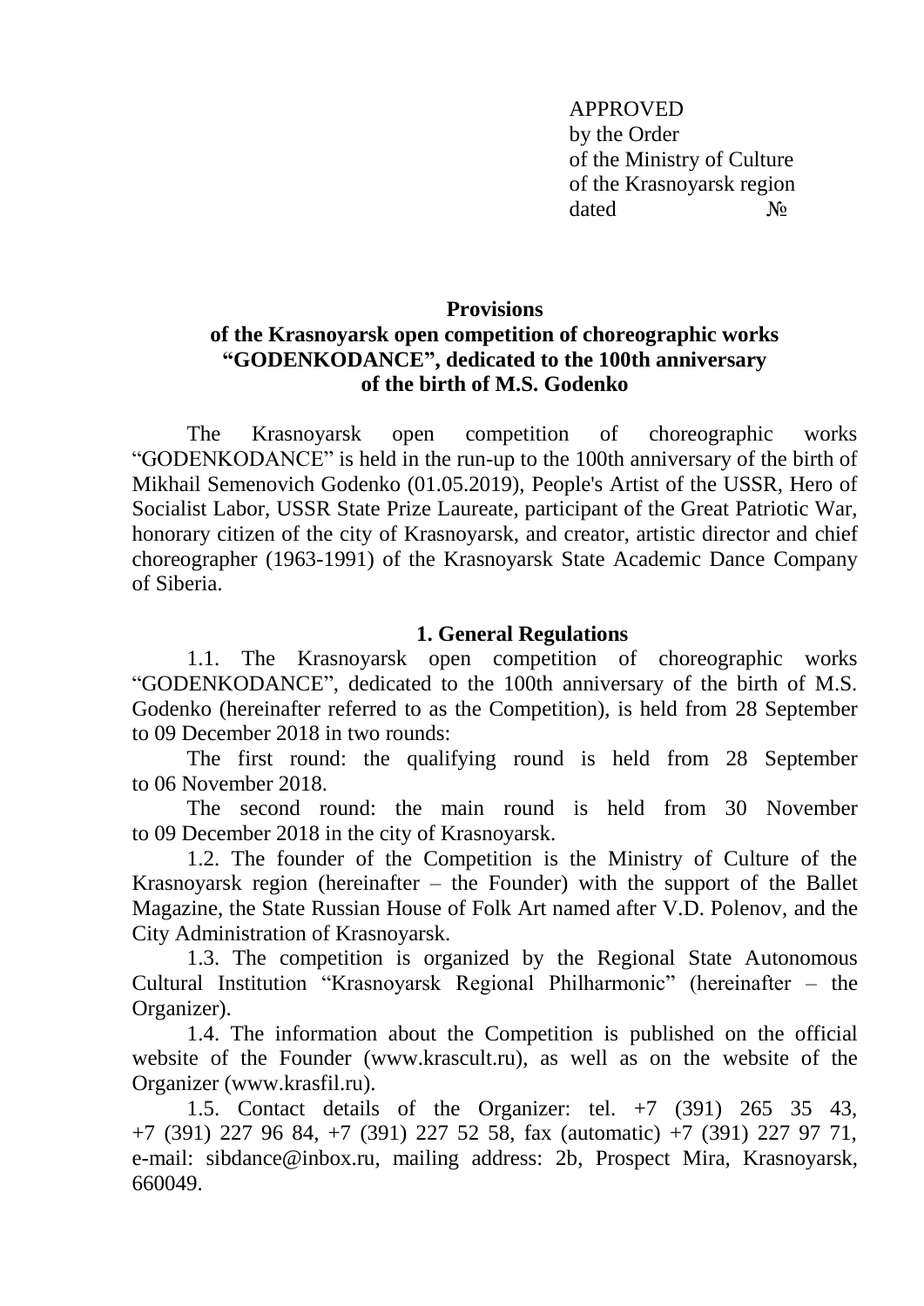APPROVED
by the Order
of the Ministry of Culture
of the Krasnoyarsk region
dated №

**Provisions**
**of the Krasnoyarsk open competition of choreographic works "GODENKODANCE", dedicated to the 100th anniversary of the birth of M.S. Godenko**

The Krasnoyarsk open competition of choreographic works "GODENKODANCE" is held in the run-up to the 100th anniversary of the birth of Mikhail Semenovich Godenko (01.05.2019), People's Artist of the USSR, Hero of Socialist Labor, USSR State Prize Laureate, participant of the Great Patriotic War, honorary citizen of the city of Krasnoyarsk, and creator, artistic director and chief choreographer (1963-1991) of the Krasnoyarsk State Academic Dance Company of Siberia.

## 1. General Regulations

1.1. The Krasnoyarsk open competition of choreographic works "GODENKODANCE", dedicated to the 100th anniversary of the birth of M.S. Godenko (hereinafter referred to as the Competition), is held from 28 September to 09 December 2018 in two rounds:

The first round: the qualifying round is held from 28 September to 06 November 2018.

The second round: the main round is held from 30 November to 09 December 2018 in the city of Krasnoyarsk.

1.2. The founder of the Competition is the Ministry of Culture of the Krasnoyarsk region (hereinafter – the Founder) with the support of the Ballet Magazine, the State Russian House of Folk Art named after V.D. Polenov, and the City Administration of Krasnoyarsk.

1.3. The competition is organized by the Regional State Autonomous Cultural Institution "Krasnoyarsk Regional Philharmonic" (hereinafter – the Organizer).

1.4. The information about the Competition is published on the official website of the Founder (www.krascult.ru), as well as on the website of the Organizer (www.krasfil.ru).

1.5. Contact details of the Organizer: tel. +7 (391) 265 35 43, +7 (391) 227 96 84, +7 (391) 227 52 58, fax (automatic) +7 (391) 227 97 71, e-mail: sibdance@inbox.ru, mailing address: 2b, Prospect Mira, Krasnoyarsk, 660049.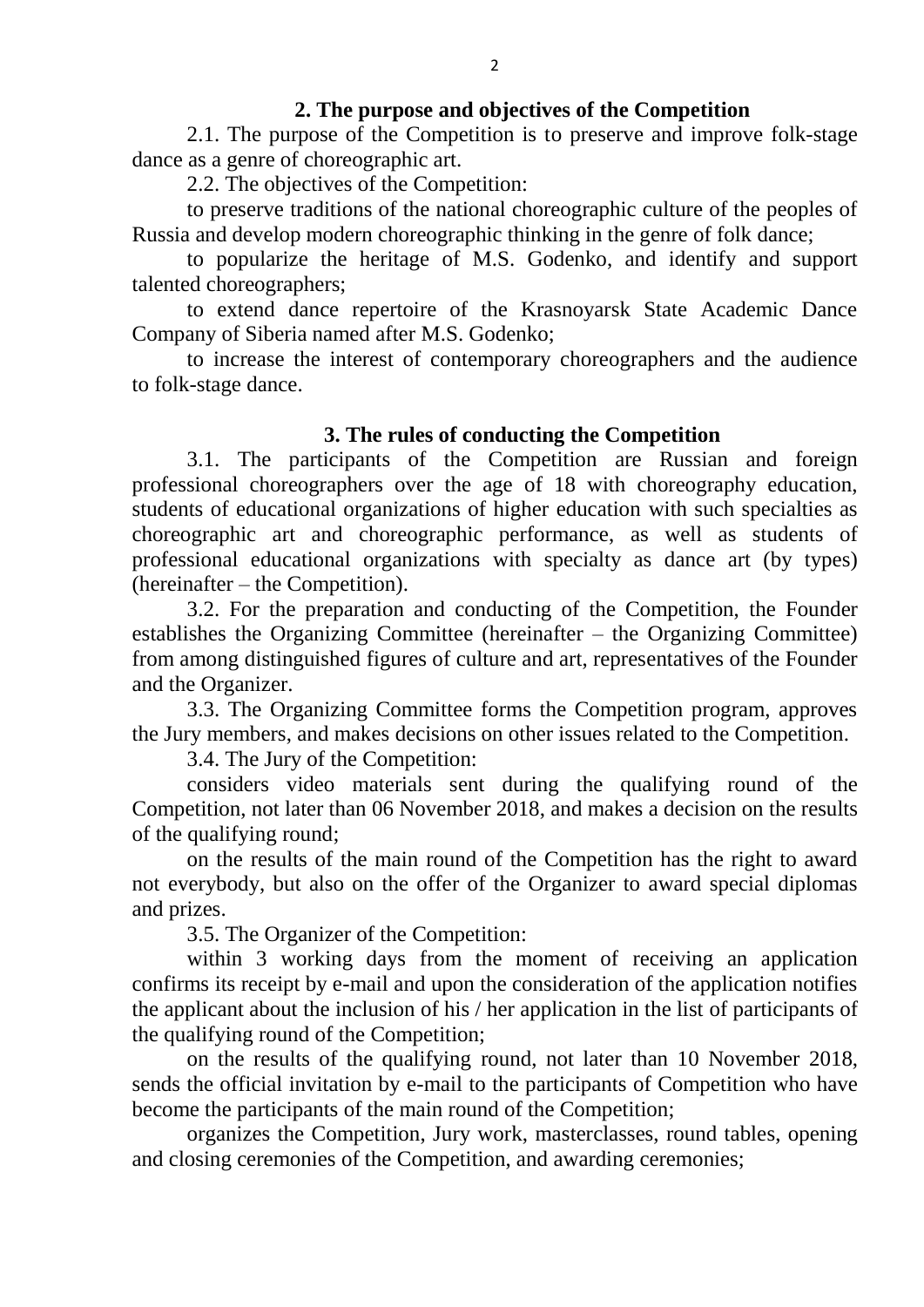## 2. The purpose and objectives of the Competition

2.1. The purpose of the Competition is to preserve and improve folk-stage dance as a genre of choreographic art.

2.2. The objectives of the Competition:

to preserve traditions of the national choreographic culture of the peoples of Russia and develop modern choreographic thinking in the genre of folk dance;

to popularize the heritage of M.S. Godenko, and identify and support talented choreographers;

to extend dance repertoire of the Krasnoyarsk State Academic Dance Company of Siberia named after M.S. Godenko;

to increase the interest of contemporary choreographers and the audience to folk-stage dance.

## 3. The rules of conducting the Competition

3.1. The participants of the Competition are Russian and foreign professional choreographers over the age of 18 with choreography education, students of educational organizations of higher education with such specialties as choreographic art and choreographic performance, as well as students of professional educational organizations with specialty as dance art (by types) (hereinafter – the Competition).

3.2. For the preparation and conducting of the Competition, the Founder establishes the Organizing Committee (hereinafter – the Organizing Committee) from among distinguished figures of culture and art, representatives of the Founder and the Organizer.

3.3. The Organizing Committee forms the Competition program, approves the Jury members, and makes decisions on other issues related to the Competition.

3.4. The Jury of the Competition:

considers video materials sent during the qualifying round of the Competition, not later than 06 November 2018, and makes a decision on the results of the qualifying round;

on the results of the main round of the Competition has the right to award not everybody, but also on the offer of the Organizer to award special diplomas and prizes.

3.5. The Organizer of the Competition:

within 3 working days from the moment of receiving an application confirms its receipt by e-mail and upon the consideration of the application notifies the applicant about the inclusion of his / her application in the list of participants of the qualifying round of the Competition;

on the results of the qualifying round, not later than 10 November 2018, sends the official invitation by e-mail to the participants of Competition who have become the participants of the main round of the Competition;

organizes the Competition, Jury work, masterclasses, round tables, opening and closing ceremonies of the Competition, and awarding ceremonies;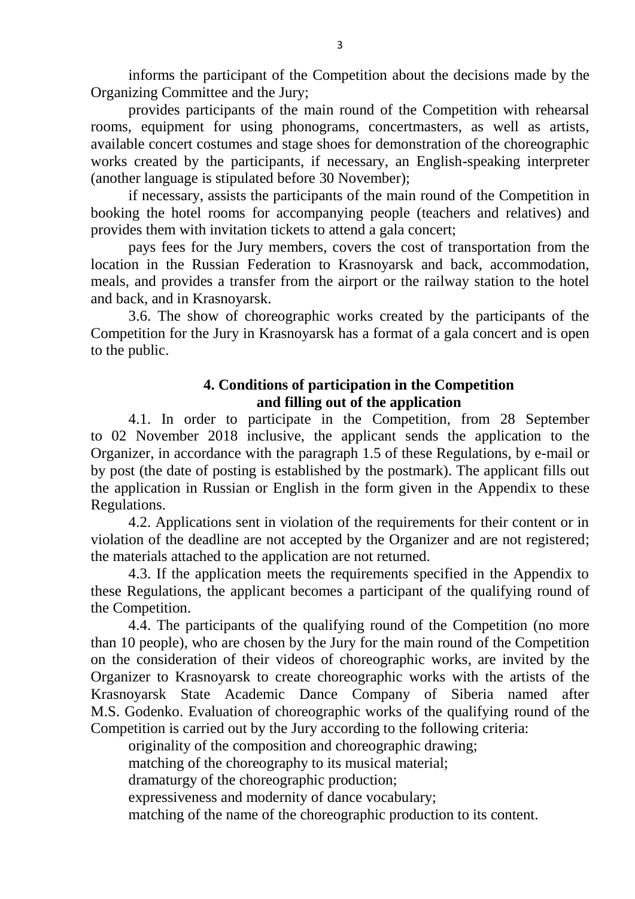informs the participant of the Competition about the decisions made by the Organizing Committee and the Jury;

provides participants of the main round of the Competition with rehearsal rooms, equipment for using phonograms, concertmasters, as well as artists, available concert costumes and stage shoes for demonstration of the choreographic works created by the participants, if necessary, an English-speaking interpreter (another language is stipulated before 30 November);

if necessary, assists the participants of the main round of the Competition in booking the hotel rooms for accompanying people (teachers and relatives) and provides them with invitation tickets to attend a gala concert;

pays fees for the Jury members, covers the cost of transportation from the location in the Russian Federation to Krasnoyarsk and back, accommodation, meals, and provides a transfer from the airport or the railway station to the hotel and back, and in Krasnoyarsk.

3.6. The show of choreographic works created by the participants of the Competition for the Jury in Krasnoyarsk has a format of a gala concert and is open to the public.

## 4. Conditions of participation in the Competition and filling out of the application

4.1. In order to participate in the Competition, from 28 September to 02 November 2018 inclusive, the applicant sends the application to the Organizer, in accordance with the paragraph 1.5 of these Regulations, by e-mail or by post (the date of posting is established by the postmark). The applicant fills out the application in Russian or English in the form given in the Appendix to these Regulations.

4.2. Applications sent in violation of the requirements for their content or in violation of the deadline are not accepted by the Organizer and are not registered; the materials attached to the application are not returned.

4.3. If the application meets the requirements specified in the Appendix to these Regulations, the applicant becomes a participant of the qualifying round of the Competition.

4.4. The participants of the qualifying round of the Competition (no more than 10 people), who are chosen by the Jury for the main round of the Competition on the consideration of their videos of choreographic works, are invited by the Organizer to Krasnoyarsk to create choreographic works with the artists of the Krasnoyarsk State Academic Dance Company of Siberia named after M.S. Godenko. Evaluation of choreographic works of the qualifying round of the Competition is carried out by the Jury according to the following criteria:

originality of the composition and choreographic drawing;

matching of the choreography to its musical material;

dramaturgy of the choreographic production;

expressiveness and modernity of dance vocabulary;

matching of the name of the choreographic production to its content.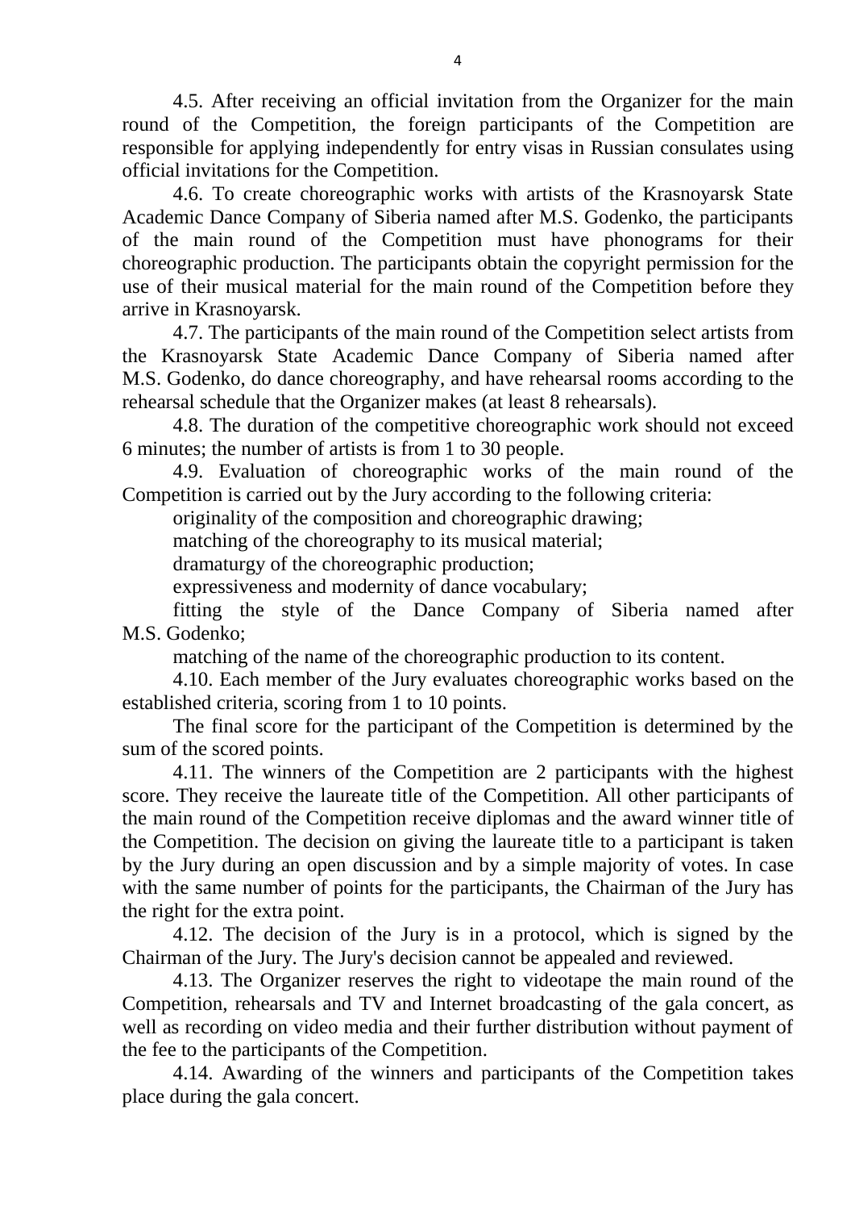4.5. After receiving an official invitation from the Organizer for the main round of the Competition, the foreign participants of the Competition are responsible for applying independently for entry visas in Russian consulates using official invitations for the Competition.

4.6. To create choreographic works with artists of the Krasnoyarsk State Academic Dance Company of Siberia named after M.S. Godenko, the participants of the main round of the Competition must have phonograms for their choreographic production. The participants obtain the copyright permission for the use of their musical material for the main round of the Competition before they arrive in Krasnoyarsk.

4.7. The participants of the main round of the Competition select artists from the Krasnoyarsk State Academic Dance Company of Siberia named after M.S. Godenko, do dance choreography, and have rehearsal rooms according to the rehearsal schedule that the Organizer makes (at least 8 rehearsals).

4.8. The duration of the competitive choreographic work should not exceed 6 minutes; the number of artists is from 1 to 30 people.

4.9. Evaluation of choreographic works of the main round of the Competition is carried out by the Jury according to the following criteria:

originality of the composition and choreographic drawing;

matching of the choreography to its musical material;

dramaturgy of the choreographic production;

expressiveness and modernity of dance vocabulary;

fitting the style of the Dance Company of Siberia named after M.S. Godenko;

matching of the name of the choreographic production to its content.

4.10. Each member of the Jury evaluates choreographic works based on the established criteria, scoring from 1 to 10 points.

The final score for the participant of the Competition is determined by the sum of the scored points.

4.11. The winners of the Competition are 2 participants with the highest score. They receive the laureate title of the Competition. All other participants of the main round of the Competition receive diplomas and the award winner title of the Competition. The decision on giving the laureate title to a participant is taken by the Jury during an open discussion and by a simple majority of votes. In case with the same number of points for the participants, the Chairman of the Jury has the right for the extra point.

4.12. The decision of the Jury is in a protocol, which is signed by the Chairman of the Jury. The Jury's decision cannot be appealed and reviewed.

4.13. The Organizer reserves the right to videotape the main round of the Competition, rehearsals and TV and Internet broadcasting of the gala concert, as well as recording on video media and their further distribution without payment of the fee to the participants of the Competition.

4.14. Awarding of the winners and participants of the Competition takes place during the gala concert.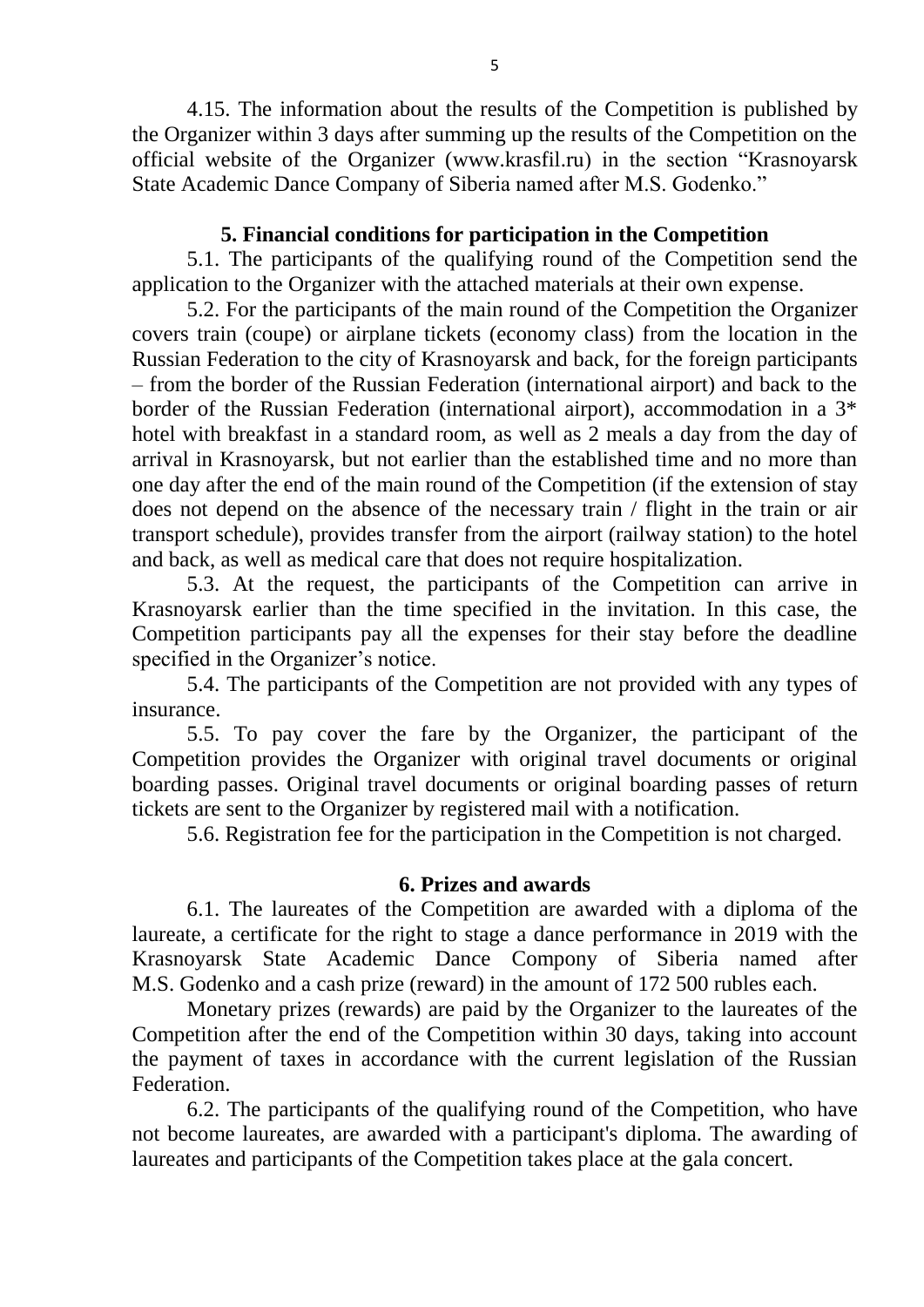4.15. The information about the results of the Competition is published by the Organizer within 3 days after summing up the results of the Competition on the official website of the Organizer (www.krasfil.ru) in the section "Krasnoyarsk State Academic Dance Company of Siberia named after M.S. Godenko."

## 5. Financial conditions for participation in the Competition

5.1. The participants of the qualifying round of the Competition send the application to the Organizer with the attached materials at their own expense.

5.2. For the participants of the main round of the Competition the Organizer covers train (coupe) or airplane tickets (economy class) from the location in the Russian Federation to the city of Krasnoyarsk and back, for the foreign participants – from the border of the Russian Federation (international airport) and back to the border of the Russian Federation (international airport), accommodation in a 3* hotel with breakfast in a standard room, as well as 2 meals a day from the day of arrival in Krasnoyarsk, but not earlier than the established time and no more than one day after the end of the main round of the Competition (if the extension of stay does not depend on the absence of the necessary train / flight in the train or air transport schedule), provides transfer from the airport (railway station) to the hotel and back, as well as medical care that does not require hospitalization.

5.3. At the request, the participants of the Competition can arrive in Krasnoyarsk earlier than the time specified in the invitation. In this case, the Competition participants pay all the expenses for their stay before the deadline specified in the Organizer's notice.

5.4. The participants of the Competition are not provided with any types of insurance.

5.5. To pay cover the fare by the Organizer, the participant of the Competition provides the Organizer with original travel documents or original boarding passes. Original travel documents or original boarding passes of return tickets are sent to the Organizer by registered mail with a notification.

5.6. Registration fee for the participation in the Competition is not charged.

## 6. Prizes and awards

6.1. The laureates of the Competition are awarded with a diploma of the laureate, a certificate for the right to stage a dance performance in 2019 with the Krasnoyarsk State Academic Dance Compony of Siberia named after M.S. Godenko and a cash prize (reward) in the amount of 172 500 rubles each.

Monetary prizes (rewards) are paid by the Organizer to the laureates of the Competition after the end of the Competition within 30 days, taking into account the payment of taxes in accordance with the current legislation of the Russian Federation.

6.2. The participants of the qualifying round of the Competition, who have not become laureates, are awarded with a participant's diploma. The awarding of laureates and participants of the Competition takes place at the gala concert.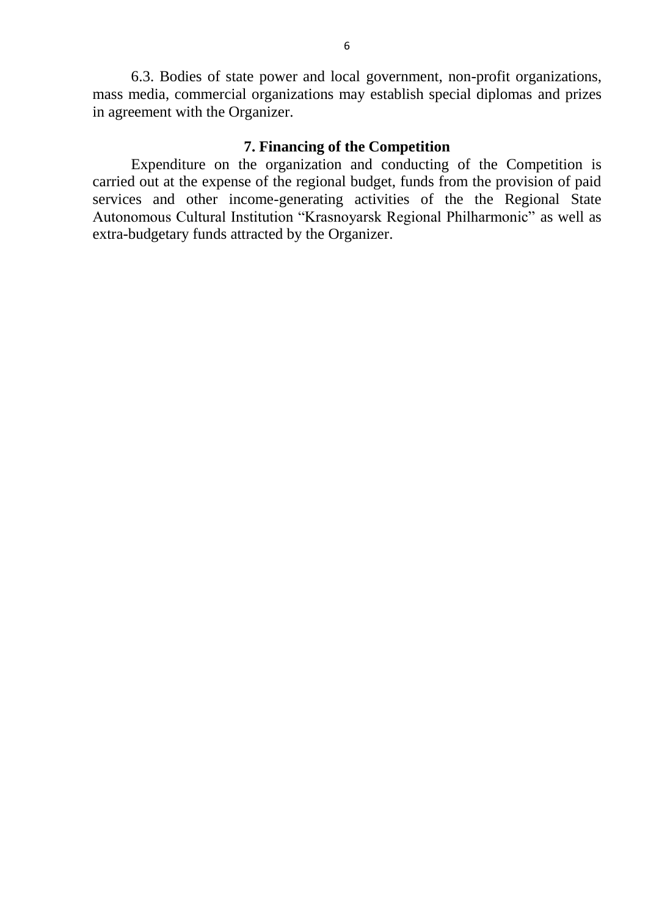6.3. Bodies of state power and local government, non-profit organizations, mass media, commercial organizations may establish special diplomas and prizes in agreement with the Organizer.

## 7. Financing of the Competition

Expenditure on the organization and conducting of the Competition is carried out at the expense of the regional budget, funds from the provision of paid services and other income-generating activities of the the Regional State Autonomous Cultural Institution "Krasnoyarsk Regional Philharmonic" as well as extra-budgetary funds attracted by the Organizer.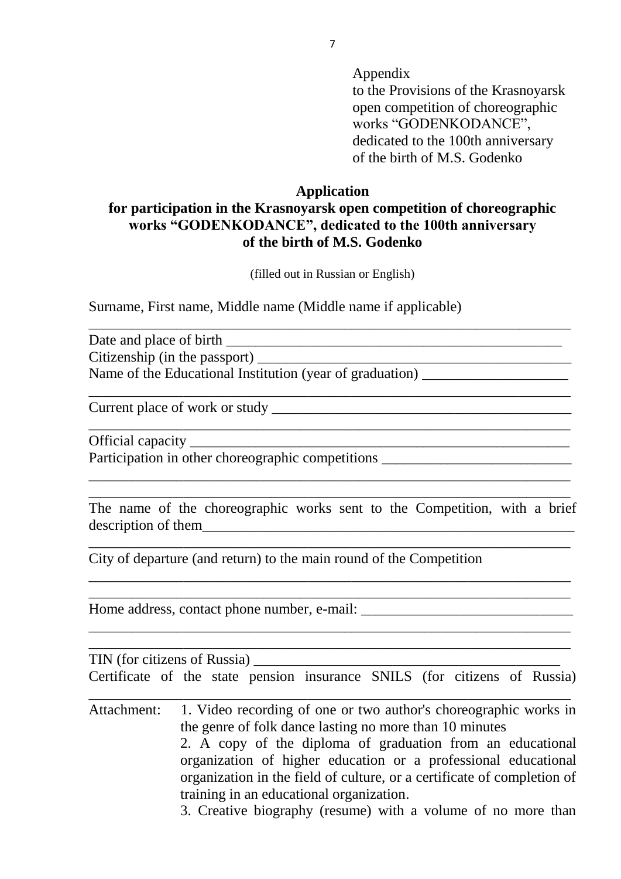Appendix
to the Provisions of the Krasnoyarsk open competition of choreographic works “GODENKODANCE”, dedicated to the 100th anniversary of the birth of M.S. Godenko

**Application**
**for participation in the Krasnoyarsk open competition of choreographic works “GODENKODANCE”, dedicated to the 100th anniversary of the birth of M.S. Godenko**

(filled out in Russian or English)

Surname, First name, Middle name (Middle name if applicable)
_________________________________________________________________

Date and place of birth _____________________________________________

Citizenship (in the passport) _________________________________________

Name of the Educational Institution (year of graduation) ____________________
_________________________________________________________________

Current place of work or study _______________________________________
_________________________________________________________________

Official capacity _________________________________________________

Participation in other choreographic competitions _________________________
_________________________________________________________________
_________________________________________________________________

The name of the choreographic works sent to the Competition, with a brief description of them_____________________________________________________
_________________________________________________________________

City of departure (and return) to the main round of the Competition
_________________________________________________________________
_________________________________________________________________

Home address, contact phone number, e-mail: ___________________________
_________________________________________________________________
_________________________________________________________________

TIN (for citizens of Russia) __________________________________________

Certificate of the state pension insurance SNILS (for citizens of Russia)
_________________________________________________________________

Attachment:
1. Video recording of one or two author's choreographic works in the genre of folk dance lasting no more than 10 minutes
2. A copy of the diploma of graduation from an educational organization of higher education or a professional educational organization in the field of culture, or a certificate of completion of training in an educational organization.
3. Creative biography (resume) with a volume of no more than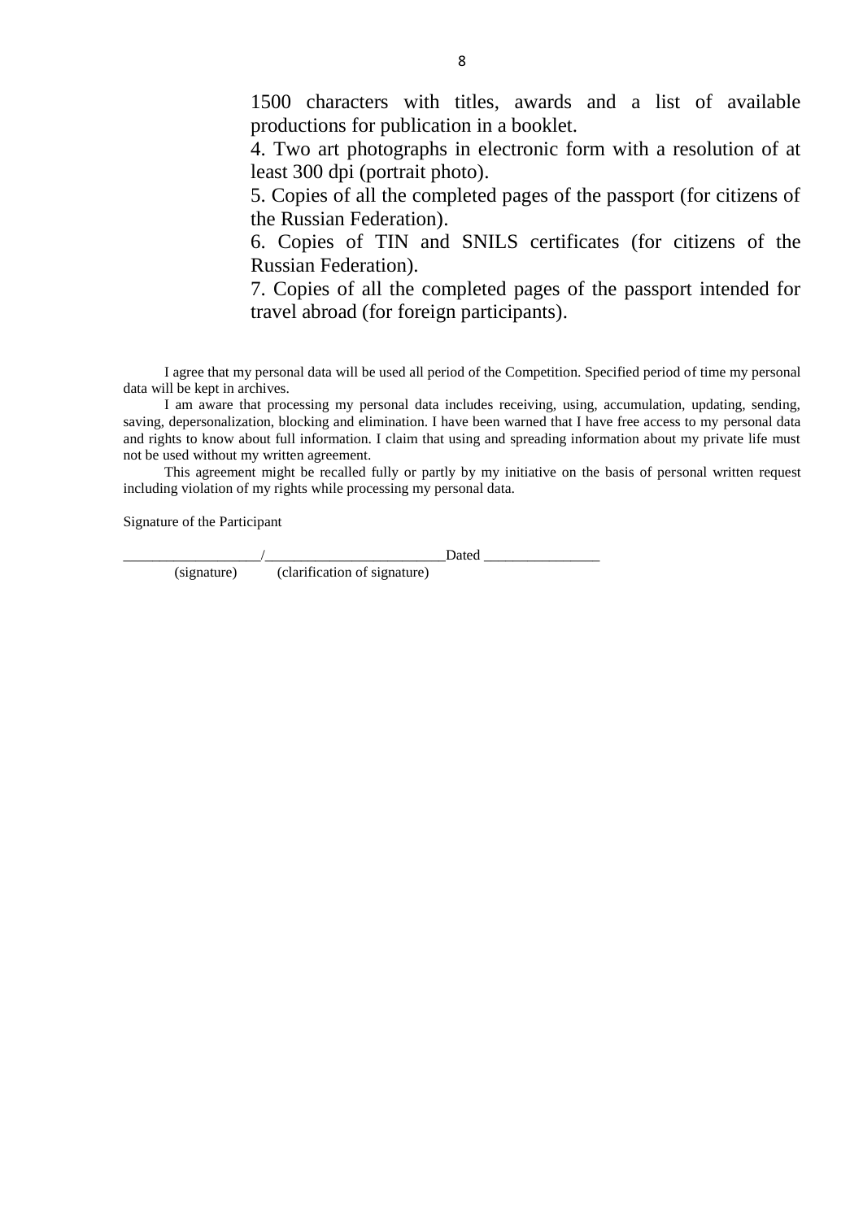1500 characters with titles, awards and a list of available productions for publication in a booklet.

4. Two art photographs in electronic form with a resolution of at least 300 dpi (portrait photo).

5. Copies of all the completed pages of the passport (for citizens of the Russian Federation).

6. Copies of TIN and SNILS certificates (for citizens of the Russian Federation).

7. Copies of all the completed pages of the passport intended for travel abroad (for foreign participants).

I agree that my personal data will be used all period of the Competition. Specified period of time my personal data will be kept in archives.

I am aware that processing my personal data includes receiving, using, accumulation, updating, sending, saving, depersonalization, blocking and elimination. I have been warned that I have free access to my personal data and rights to know about full information. I claim that using and spreading information about my private life must not be used without my written agreement.

This agreement might be recalled fully or partly by my initiative on the basis of personal written request including violation of my rights while processing my personal data.

Signature of the Participant

___________________/_________________________Dated ________________
(signature) (clarification of signature)